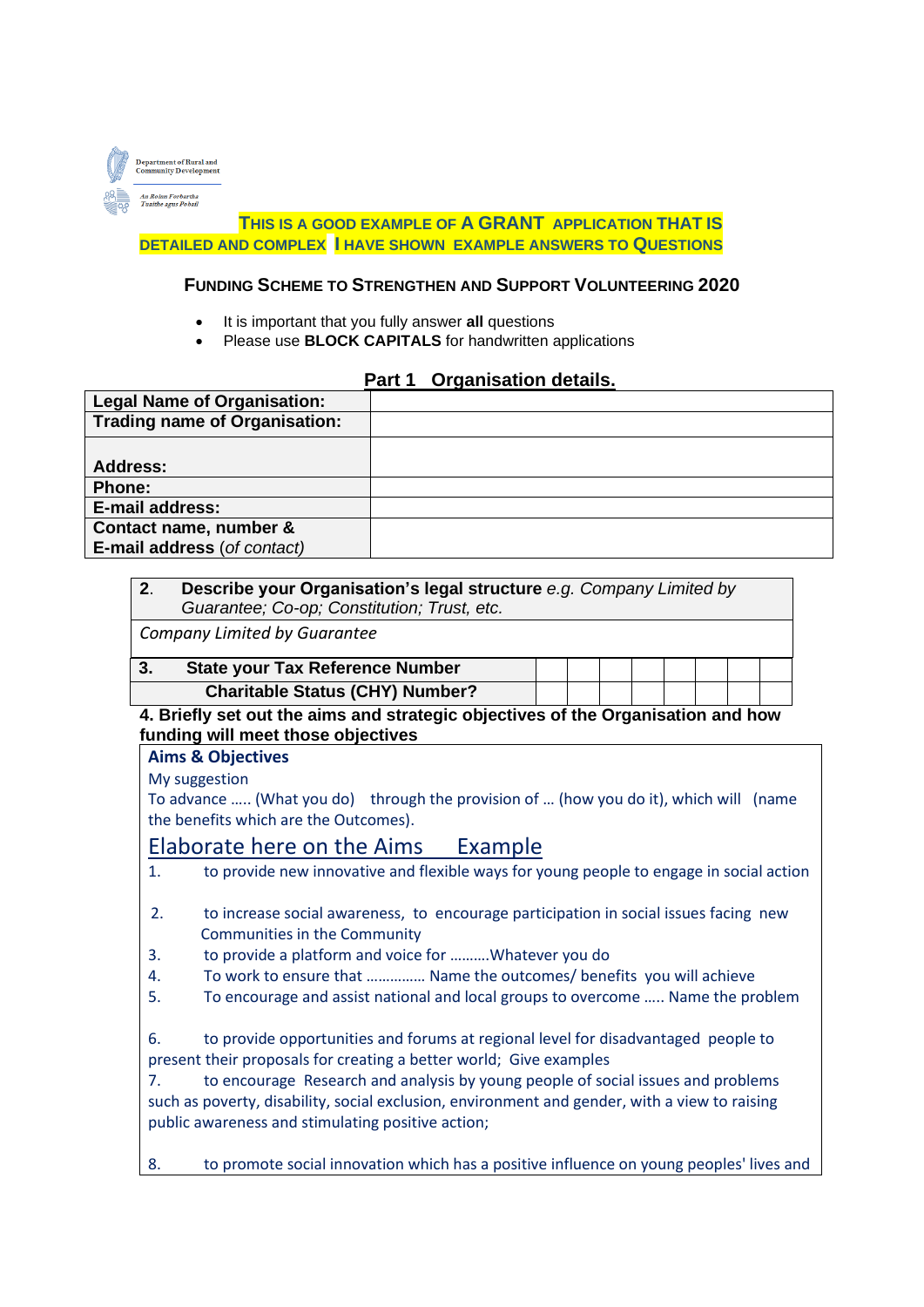Department of Rural and Community Development

An Roinn Forbartha Tuaithe agus Pobail

**THIS IS A GOOD EXAMPLE OF A GRANT APPLICATION THAT IS DETAILED AND COMPLEX I HAVE SHOWN EXAMPLE ANSWERS TO QUESTIONS**

## FUNDING SCHEME TO STRENGTHEN AND SUPPORT VOLUNTEERING 2020

- It is important that you fully answer **all** questions
- Please use **BLOCK CAPITALS** for handwritten applications

### Part 1 Organisation details.

| | |
|---|---|
| **Legal Name of Organisation:** | |
| **Trading name of Organisation:** | |
| **Address:** | |
| **Phone:** | |
| **E-mail address:** | |
| **Contact name, number & E-mail address** (*of contact*) | |

**2. Describe your Organisation's legal structure** *e.g. Company Limited by Guarantee; Co-op; Constitution; Trust, etc.*

*Company Limited by Guarantee*

| | | | | | | | |
|---|---|---|---|---|---|---|---|
| **3. State your Tax Reference Number** | | | | | | | |
| **Charitable Status (CHY) Number?** | | | | | | | |

**4. Briefly set out the aims and strategic objectives of the Organisation and how funding will meet those objectives**

**Aims & Objectives**

My suggestion

To advance ….. (What you do) through the provision of … (how you do it), which will (name the benefits which are the Outcomes).

Elaborate here on the Aims Example

1. to provide new innovative and flexible ways for young people to engage in social action
2. to increase social awareness, to encourage participation in social issues facing new Communities in the Community
3. to provide a platform and voice for ……….Whatever you do
4. To work to ensure that …………… Name the outcomes/ benefits you will achieve
5. To encourage and assist national and local groups to overcome ….. Name the problem
6. to provide opportunities and forums at regional level for disadvantaged people to present their proposals for creating a better world; Give examples
7. to encourage Research and analysis by young people of social issues and problems such as poverty, disability, social exclusion, environment and gender, with a view to raising public awareness and stimulating positive action;
8. to promote social innovation which has a positive influence on young peoples' lives and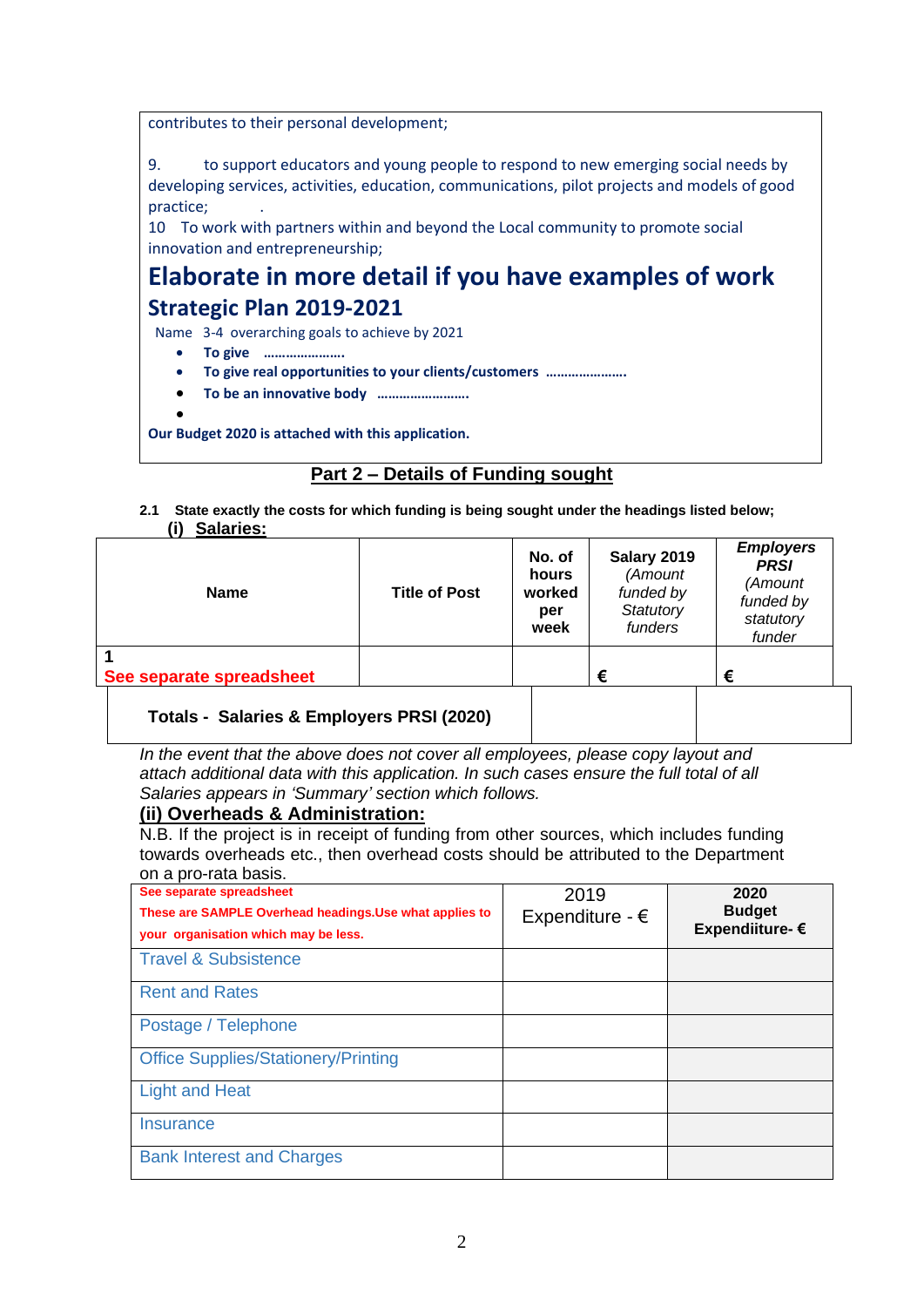contributes to their personal development;

9. to support educators and young people to respond to new emerging social needs by developing services, activities, education, communications, pilot projects and models of good practice; .

10 To work with partners within and beyond the Local community to promote social innovation and entrepreneurship;

# Elaborate in more detail if you have examples of work

## Strategic Plan 2019-2021

Name 3-4 overarching goals to achieve by 2021

- **To give ………………….**
- **To give real opportunities to your clients/customers ………………….**
- **To be an innovative body …………………….**
- 

**Our Budget 2020 is attached with this application.**

## Part 2 – Details of Funding sought

**2.1 State exactly the costs for which funding is being sought under the headings listed below;**

**(i) Salaries:**

| Name | Title of Post | No. of hours worked per week | **Salary 2019** *(Amount funded by Statutory funders* | ***Employers PRSI*** *(Amount funded by statutory funder* |
|---|---|---|---|---|
| **1** See separate spreadsheet | | | **€** | **€** |
| **Totals - Salaries & Employers PRSI (2020)** | | | | |

*In the event that the above does not cover all employees, please copy layout and attach additional data with this application. In such cases ensure the full total of all Salaries appears in 'Summary' section which follows.*

**(ii) Overheads & Administration:**

N.B. If the project is in receipt of funding from other sources, which includes funding towards overheads etc., then overhead costs should be attributed to the Department on a pro-rata basis.

| **See separate spreadsheet** **These are SAMPLE Overhead headings.Use what applies to your organisation which may be less.** | 2019 Expenditure - € | **2020 Budget Expendiiture- €** |
|---|---|---|
| Travel & Subsistence | | |
| Rent and Rates | | |
| Postage / Telephone | | |
| Office Supplies/Stationery/Printing | | |
| Light and Heat | | |
| Insurance | | |
| Bank Interest and Charges | | |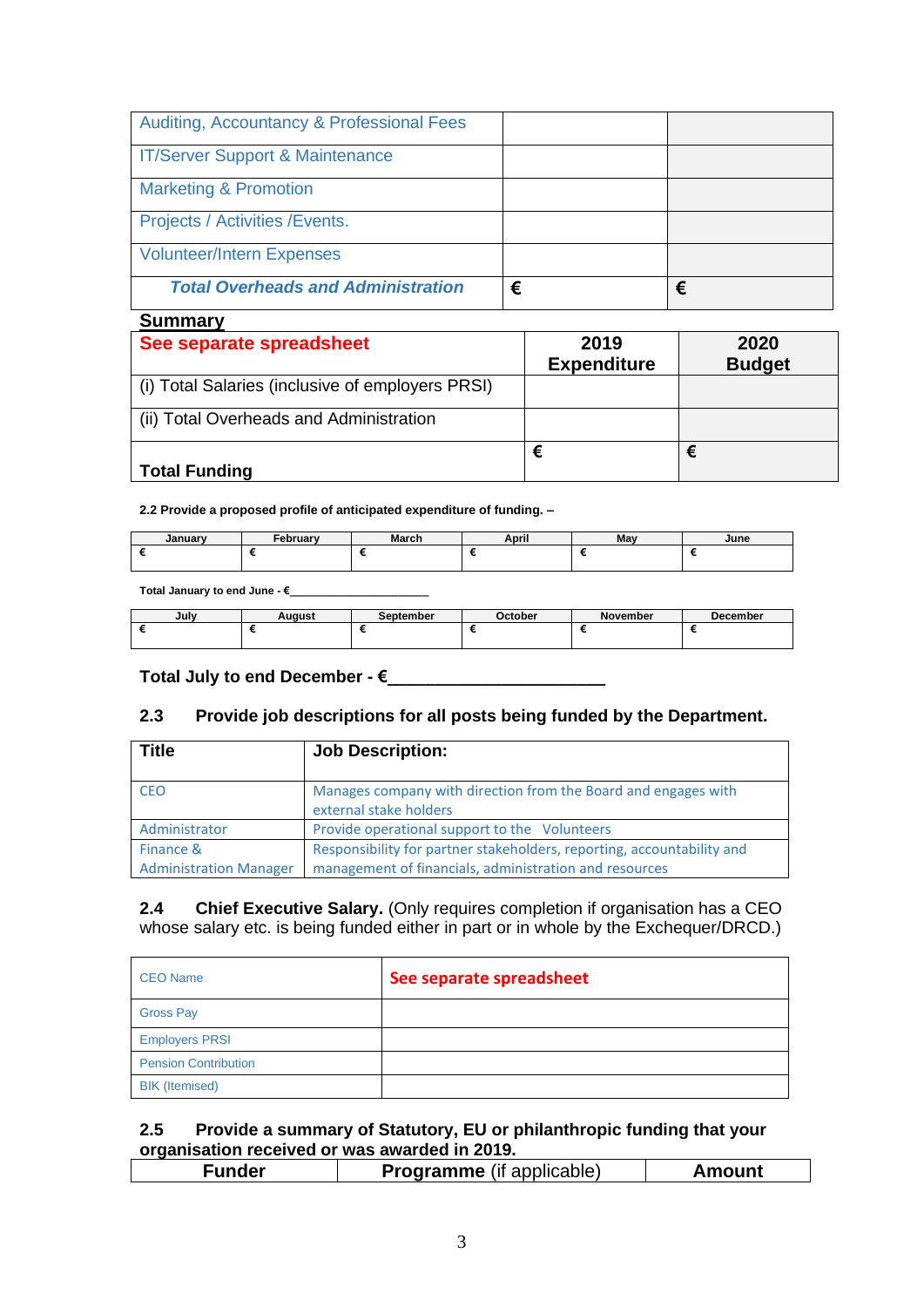| | | |
|---|---|---|
| Auditing, Accountancy & Professional Fees | | |
| IT/Server Support & Maintenance | | |
| Marketing & Promotion | | |
| Projects / Activities /Events. | | |
| Volunteer/Intern Expenses | | |
| ***Total Overheads and Administration*** | **€** | **€** |

**Summary**

| **See separate spreadsheet** | **2019 Expenditure** | **2020 Budget** |
|---|---|---|
| (i) Total Salaries (inclusive of employers PRSI) | | |
| (ii) Total Overheads and Administration | | |
| **Total Funding** | **€** | **€** |

**2.2 Provide a proposed profile of anticipated expenditure of funding. –**

| January | February | March | April | May | June |
|---|---|---|---|---|---|
| € | € | € | € | € | € |

**Total January to end June - €_______________________**

| July | August | September | October | November | December |
|---|---|---|---|---|---|
| € | € | € | € | € | € |

**Total July to end December - €_______________________**

### 2.3 Provide job descriptions for all posts being funded by the Department.

| **Title** | **Job Description:** |
|---|---|
| CEO | Manages company with direction from the Board and engages with external stake holders |
| Administrator | Provide operational support to the Volunteers |
| Finance & Administration Manager | Responsibility for partner stakeholders, reporting, accountability and management of financials, administration and resources |

**2.4 Chief Executive Salary.** (Only requires completion if organisation has a CEO whose salary etc. is being funded either in part or in whole by the Exchequer/DRCD.)

| CEO Name | **See separate spreadsheet** |
|---|---|
| Gross Pay | |
| Employers PRSI | |
| Pension Contribution | |
| BIK (Itemised) | |

### 2.5 Provide a summary of Statutory, EU or philanthropic funding that your organisation received or was awarded in 2019.

| **Funder** | **Programme** (if applicable) | **Amount** |
|---|---|---|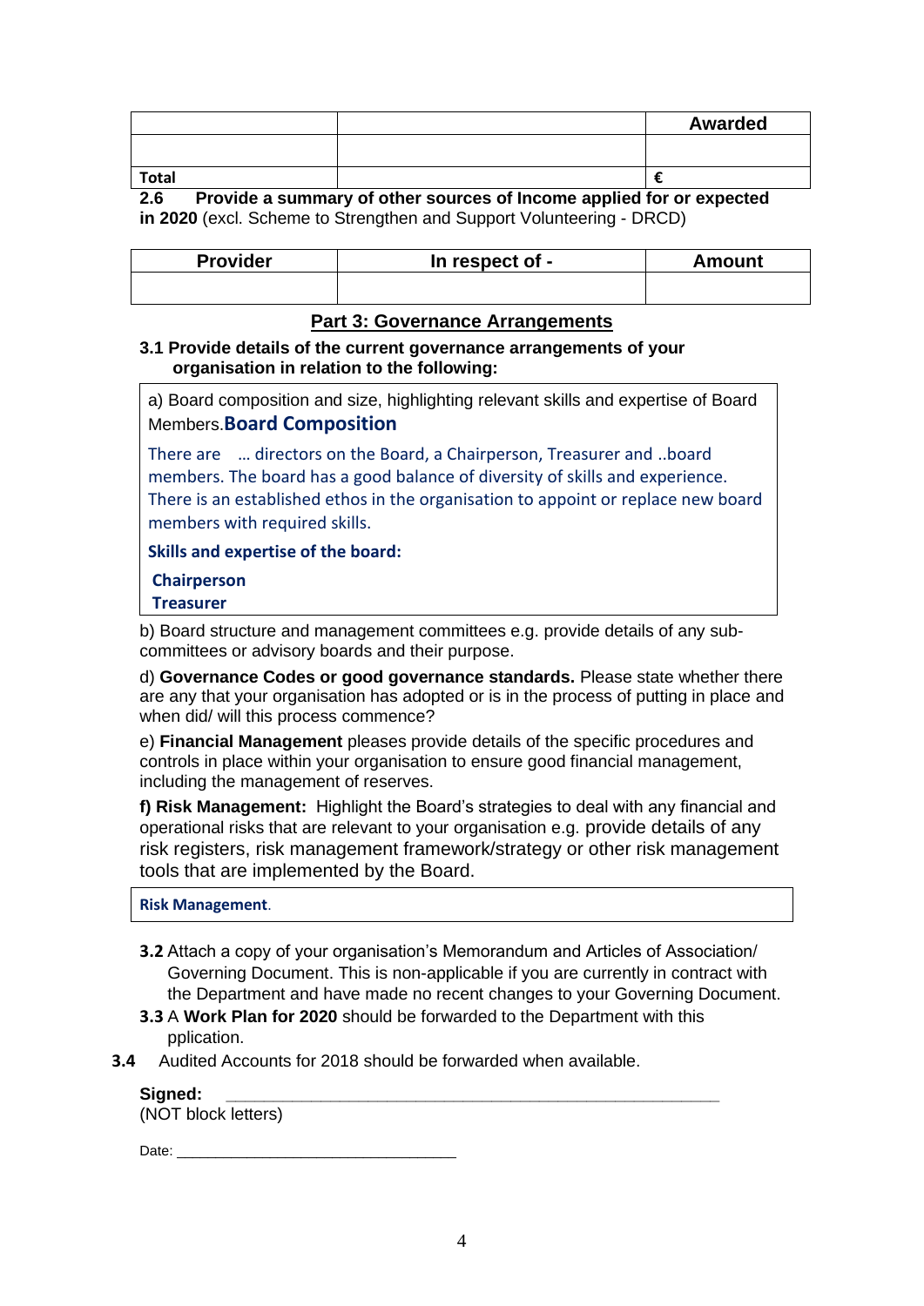| | | Awarded |
|---|---|---|
| | | |
| **Total** | | **€** |

**2.6 Provide a summary of other sources of Income applied for or expected in 2020** (excl. Scheme to Strengthen and Support Volunteering - DRCD)

| Provider | In respect of - | Amount |
|---|---|---|
| | | |

## Part 3: Governance Arrangements

**3.1 Provide details of the current governance arrangements of your organisation in relation to the following:**

a) Board composition and size, highlighting relevant skills and expertise of Board Members.**Board Composition**

There are … directors on the Board, a Chairperson, Treasurer and ..board members. The board has a good balance of diversity of skills and experience. There is an established ethos in the organisation to appoint or replace new board members with required skills.

**Skills and expertise of the board:**

**Chairperson**

**Treasurer**

b) Board structure and management committees e.g. provide details of any sub-committees or advisory boards and their purpose.

d) **Governance Codes or good governance standards.** Please state whether there are any that your organisation has adopted or is in the process of putting in place and when did/ will this process commence?

e) **Financial Management** pleases provide details of the specific procedures and controls in place within your organisation to ensure good financial management, including the management of reserves.

**f) Risk Management:** Highlight the Board's strategies to deal with any financial and operational risks that are relevant to your organisation e.g. provide details of any risk registers, risk management framework/strategy or other risk management tools that are implemented by the Board.

**Risk Management**.

**3.2** Attach a copy of your organisation's Memorandum and Articles of Association/ Governing Document. This is non-applicable if you are currently in contract with the Department and have made no recent changes to your Governing Document.

**3.3** A **Work Plan for 2020** should be forwarded to the Department with this pplication.

**3.4** Audited Accounts for 2018 should be forwarded when available.

**Signed:** \_\_\_\_\_\_\_\_\_\_\_\_\_\_\_\_\_\_\_\_\_\_\_\_\_\_\_\_\_\_\_\_\_\_\_\_\_\_\_\_\_\_\_\_\_\_\_\_\_\_\_\_
(NOT block letters)

Date: \_\_\_\_\_\_\_\_\_\_\_\_\_\_\_\_\_\_\_\_\_\_\_\_\_\_\_\_\_\_\_\_\_\_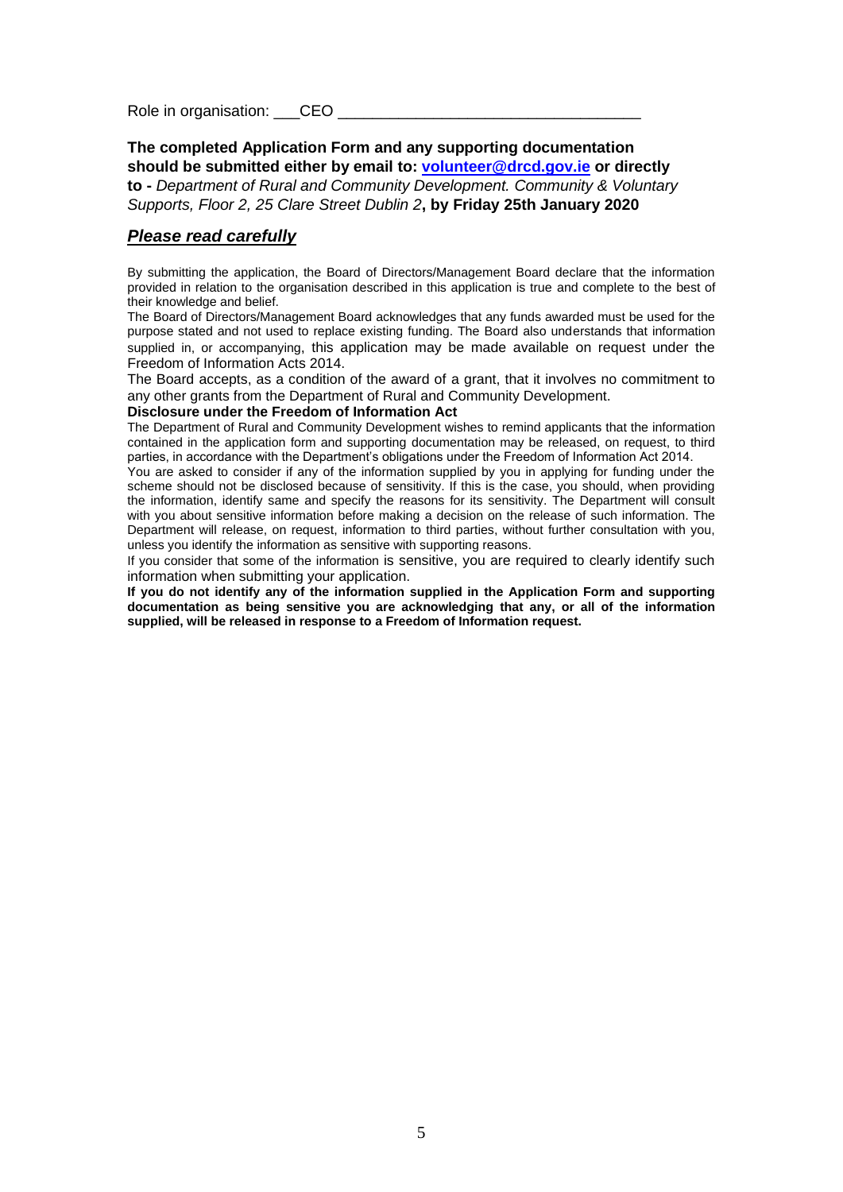Role in organisation: ___CEO ___________________________________

**The completed Application Form and any supporting documentation should be submitted either by email to: [volunteer@drcd.gov.ie](mailto:volunteer@drcd.gov.ie) or directly to -** *Department of Rural and Community Development. Community & Voluntary Supports, Floor 2, 25 Clare Street Dublin 2***, by Friday 25th January 2020**

## ***Please read carefully***

By submitting the application, the Board of Directors/Management Board declare that the information provided in relation to the organisation described in this application is true and complete to the best of their knowledge and belief.

The Board of Directors/Management Board acknowledges that any funds awarded must be used for the purpose stated and not used to replace existing funding. The Board also understands that information supplied in, or accompanying, this application may be made available on request under the Freedom of Information Acts 2014.

The Board accepts, as a condition of the award of a grant, that it involves no commitment to any other grants from the Department of Rural and Community Development.

**Disclosure under the Freedom of Information Act**

The Department of Rural and Community Development wishes to remind applicants that the information contained in the application form and supporting documentation may be released, on request, to third parties, in accordance with the Department's obligations under the Freedom of Information Act 2014.

You are asked to consider if any of the information supplied by you in applying for funding under the scheme should not be disclosed because of sensitivity. If this is the case, you should, when providing the information, identify same and specify the reasons for its sensitivity. The Department will consult with you about sensitive information before making a decision on the release of such information. The Department will release, on request, information to third parties, without further consultation with you, unless you identify the information as sensitive with supporting reasons.

If you consider that some of the information is sensitive, you are required to clearly identify such information when submitting your application.

**If you do not identify any of the information supplied in the Application Form and supporting documentation as being sensitive you are acknowledging that any, or all of the information supplied, will be released in response to a Freedom of Information request.**